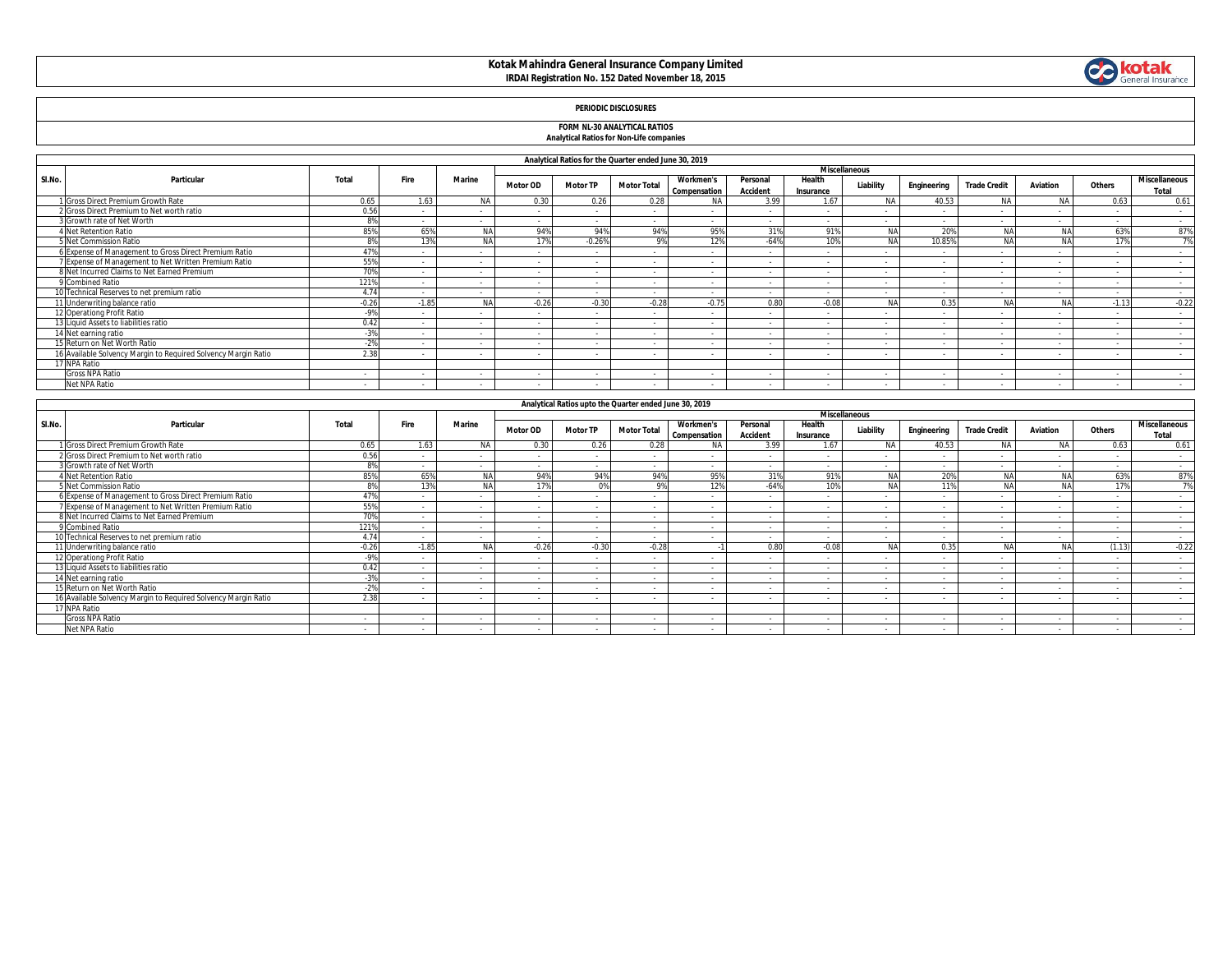# Kotak Mahindra General Insurance Company Limited

**IRDAI Registration No. 152 Dated November 18, 2015**

**PERIODIC DISCLOSURES**

**FORM NL-30 ANALYTICAL RATIOS**

**Analytical Ratios for Non-Life companies**

**Analytical Ratios for the Quarter ended June 30, 2019**

| Sl.No. | Particular | Total | Fire | Marine | Miscellaneous | | | | | | | | | | | |
|---|---|---|---|---|---|---|---|---|---|---|---|---|---|---|---|---|
| | | | | | Motor OD | Motor TP | Motor Total | Workmen's Compensation | Personal Accident | Health Insurance | Liability | Engineering | Trade Credit | Aviation | Others | Miscellaneous Total |
| 1 | Gross Direct Premium Growth Rate | 0.65 | 1.63 | NA | 0.30 | 0.26 | 0.28 | NA | 3.99 | 1.67 | NA | 40.53 | NA | NA | 0.63 | 0.61 |
| 2 | Gross Direct Premium to Net worth ratio | 0.56 | - | - | - | - | - | - | - | - | - | - | - | - | - | - |
| 3 | Growth rate of Net Worth | 8% | - | - | - | - | - | - | - | - | - | - | - | - | - | - |
| 4 | Net Retention Ratio | 85% | 65% | NA | 94% | 94% | 94% | 95% | 31% | 91% | NA | 20% | NA | NA | 63% | 87% |
| 5 | Net Commission Ratio | 8% | 13% | NA | 17% | -0.26% | 9% | 12% | -64% | 10% | NA | 10.85% | NA | NA | 17% | 7% |
| 6 | Expense of Management to Gross Direct Premium Ratio | 47% | - | - | - | - | - | - | - | - | - | - | - | - | - | - |
| 7 | Expense of Management to Net Written Premium Ratio | 55% | - | - | - | - | - | - | - | - | - | - | - | - | - | - |
| 8 | Net Incurred Claims to Net Earned Premium | 70% | - | - | - | - | - | - | - | - | - | - | - | - | - | - |
| 9 | Combined Ratio | 121% | - | - | - | - | - | - | - | - | - | - | - | - | - | - |
| 10 | Technical Reserves to net premium ratio | 4.74 | - | - | - | - | - | - | - | - | - | - | - | - | - | - |
| 11 | Underwriting balance ratio | -0.26 | -1.85 | NA | -0.26 | -0.30 | -0.28 | -0.75 | 0.80 | -0.08 | NA | 0.35 | NA | NA | -1.13 | -0.22 |
| 12 | Operationg Profit Ratio | -9% | - | - | - | - | - | - | - | - | - | - | - | - | - | - |
| 13 | Liquid Assets to liabilities ratio | 0.42 | - | - | - | - | - | - | - | - | - | - | - | - | - | - |
| 14 | Net earning ratio | -3% | - | - | - | - | - | - | - | - | - | - | - | - | - | - |
| 15 | Return on Net Worth Ratio | -2% | - | - | - | - | - | - | - | - | - | - | - | - | - | - |
| 16 | Available Solvency Margin to Required Solvency Margin Ratio | 2.38 | - | - | - | - | - | - | - | - | - | - | - | - | - | - |
| 17 | NPA Ratio | | | | | | | | | | | | | | | |
| | Gross NPA Ratio | - | - | - | - | - | - | - | - | - | - | - | - | - | - | - |
| | Net NPA Ratio | - | - | - | - | - | - | - | - | - | - | - | - | - | - | - |

**Analytical Ratios upto the Quarter ended June 30, 2019**

| Sl.No. | Particular | Total | Fire | Marine | Miscellaneous | | | | | | | | | | | |
|---|---|---|---|---|---|---|---|---|---|---|---|---|---|---|---|---|
| | | | | | Motor OD | Motor TP | Motor Total | Workmen's Compensation | Personal Accident | Health Insurance | Liability | Engineering | Trade Credit | Aviation | Others | Miscellaneous Total |
| 1 | Gross Direct Premium Growth Rate | 0.65 | 1.63 | NA | 0.30 | 0.26 | 0.28 | NA | 3.99 | 1.67 | NA | 40.53 | NA | NA | 0.63 | 0.61 |
| 2 | Gross Direct Premium to Net worth ratio | 0.56 | - | - | - | - | - | - | - | - | - | - | - | - | - | - |
| 3 | Growth rate of Net Worth | 8% | - | - | - | - | - | - | - | - | - | - | - | - | - | - |
| 4 | Net Retention Ratio | 85% | 65% | NA | 94% | 94% | 94% | 95% | 31% | 91% | NA | 20% | NA | NA | 63% | 87% |
| 5 | Net Commission Ratio | 8% | 13% | NA | 17% | 0% | 9% | 12% | -64% | 10% | NA | 11% | NA | NA | 17% | 7% |
| 6 | Expense of Management to Gross Direct Premium Ratio | 47% | - | - | - | - | - | - | - | - | - | - | - | - | - | - |
| 7 | Expense of Management to Net Written Premium Ratio | 55% | - | - | - | - | - | - | - | - | - | - | - | - | - | - |
| 8 | Net Incurred Claims to Net Earned Premium | 70% | - | - | - | - | - | - | - | - | - | - | - | - | - | - |
| 9 | Combined Ratio | 121% | - | - | - | - | - | - | - | - | - | - | - | - | - | - |
| 10 | Technical Reserves to net premium ratio | 4.74 | - | - | - | - | - | - | - | - | - | - | - | - | - | - |
| 11 | Underwriting balance ratio | -0.26 | -1.85 | NA | -0.26 | -0.30 | -0.28 | -1 | 0.80 | -0.08 | NA | 0.35 | NA | NA | (1.13) | -0.22 |
| 12 | Operationg Profit Ratio | -9% | - | - | - | - | - | - | - | - | - | - | - | - | - | - |
| 13 | Liquid Assets to liabilities ratio | 0.42 | - | - | - | - | - | - | - | - | - | - | - | - | - | - |
| 14 | Net earning ratio | -3% | - | - | - | - | - | - | - | - | - | - | - | - | - | - |
| 15 | Return on Net Worth Ratio | -2% | - | - | - | - | - | - | - | - | - | - | - | - | - | - |
| 16 | Available Solvency Margin to Required Solvency Margin Ratio | 2.38 | - | - | - | - | - | - | - | - | - | - | - | - | - | - |
| 17 | NPA Ratio | | | | | | | | | | | | | | | |
| | Gross NPA Ratio | - | - | - | - | - | - | - | - | - | - | - | - | - | - | - |
| | Net NPA Ratio | - | - | - | - | - | - | - | - | - | - | - | - | - | - | - |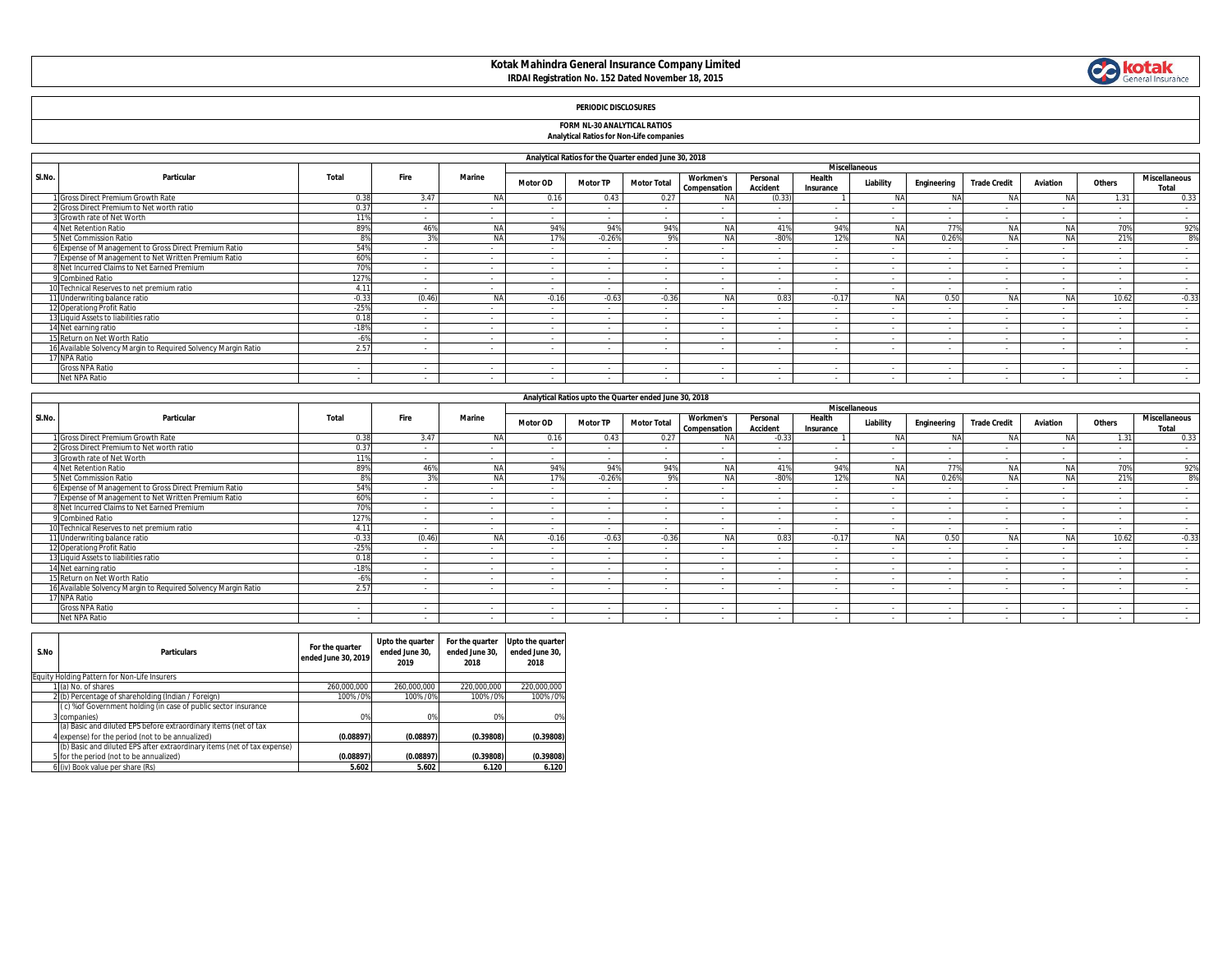# Kotak Mahindra General Insurance Company Limited

**IRDAI Registration No. 152 Dated November 18, 2015**

**PERIODIC DISCLOSURES**

**FORM NL-30 ANALYTICAL RATIOS**

**Analytical Ratios for Non-Life companies**

**Analytical Ratios for the Quarter ended June 30, 2018**

| Sl.No. | Particular | Total | Fire | Marine | Miscellaneous | | | | | | | | | | | | |
|---|---|---|---|---|---|---|---|---|---|---|---|---|---|---|---|---|---|
| | | | | | Motor OD | Motor TP | Motor Total | Workmen's Compensation | Personal Accident | Health Insurance | Liability | Engineering | Trade Credit | Aviation | Others | Miscellaneous Total |
| 1 | Gross Direct Premium Growth Rate | 0.38 | 3.47 | NA | 0.16 | 0.43 | 0.27 | NA | (0.33) | 1 | NA | NA | NA | NA | 1.31 | 0.33 |
| 2 | Gross Direct Premium to Net worth ratio | 0.37 | - | - | - | - | - | - | - | - | - | - | - | - | - | - |
| 3 | Growth rate of Net Worth | 11% | - | - | - | - | - | - | - | - | - | - | - | - | - | - |
| 4 | Net Retention Ratio | 89% | 46% | NA | 94% | 94% | 94% | NA | 41% | 94% | NA | 77% | NA | NA | 70% | 92% |
| 5 | Net Commission Ratio | 8% | 3% | NA | 17% | -0.26% | 9% | NA | -80% | 12% | NA | 0.26% | NA | NA | 21% | 8% |
| 6 | Expense of Management to Gross Direct Premium Ratio | 54% | - | - | - | - | - | - | - | - | - | - | - | - | - | - |
| 7 | Expense of Management to Net Written Premium Ratio | 60% | - | - | - | - | - | - | - | - | - | - | - | - | - | - |
| 8 | Net Incurred Claims to Net Earned Premium | 70% | - | - | - | - | - | - | - | - | - | - | - | - | - | - |
| 9 | Combined Ratio | 127% | - | - | - | - | - | - | - | - | - | - | - | - | - | - |
| 10 | Technical Reserves to net premium ratio | 4.11 | - | - | - | - | - | - | - | - | - | - | - | - | - | - |
| 11 | Underwriting balance ratio | -0.33 | (0.46) | NA | -0.16 | -0.63 | -0.36 | NA | 0.83 | -0.17 | NA | 0.50 | NA | NA | 10.62 | -0.33 |
| 12 | Operationg Profit Ratio | -25% | - | - | - | - | - | - | - | - | - | - | - | - | - | - |
| 13 | Liquid Assets to liabilities ratio | 0.18 | - | - | - | - | - | - | - | - | - | - | - | - | - | - |
| 14 | Net earning ratio | -18% | - | - | - | - | - | - | - | - | - | - | - | - | - | - |
| 15 | Return on Net Worth Ratio | -6% | - | - | - | - | - | - | - | - | - | - | - | - | - | - |
| 16 | Available Solvency Margin to Required Solvency Margin Ratio | 2.57 | - | - | - | - | - | - | - | - | - | - | - | - | - | - |
| 17 | NPA Ratio | | | | | | | | | | | | | | | |
| | Gross NPA Ratio | - | - | - | - | - | - | - | - | - | - | - | - | - | - | - |
| | Net NPA Ratio | - | - | - | - | - | - | - | - | - | - | - | - | - | - | - |

**Analytical Ratios upto the Quarter ended June 30, 2018**

| Sl.No. | Particular | Total | Fire | Marine | Miscellaneous | | | | | | | | | | | | |
|---|---|---|---|---|---|---|---|---|---|---|---|---|---|---|---|---|---|
| | | | | | Motor OD | Motor TP | Motor Total | Workmen's Compensation | Personal Accident | Health Insurance | Liability | Engineering | Trade Credit | Aviation | Others | Miscellaneous Total |
| 1 | Gross Direct Premium Growth Rate | 0.38 | 3.47 | NA | 0.16 | 0.43 | 0.27 | NA | -0.33 | 1 | NA | NA | NA | NA | 1.31 | 0.33 |
| 2 | Gross Direct Premium to Net worth ratio | 0.37 | - | - | - | - | - | - | - | - | - | - | - | - | - | - |
| 3 | Growth rate of Net Worth | 11% | - | - | - | - | - | - | - | - | - | - | - | - | - | - |
| 4 | Net Retention Ratio | 89% | 46% | NA | 94% | 94% | 94% | NA | 41% | 94% | NA | 77% | NA | NA | 70% | 92% |
| 5 | Net Commission Ratio | 8% | 3% | NA | 17% | -0.26% | 9% | NA | -80% | 12% | NA | 0.26% | NA | NA | 21% | 8% |
| 6 | Expense of Management to Gross Direct Premium Ratio | 54% | - | - | - | - | - | - | - | - | - | - | - | - | - | - |
| 7 | Expense of Management to Net Written Premium Ratio | 60% | - | - | - | - | - | - | - | - | - | - | - | - | - | - |
| 8 | Net Incurred Claims to Net Earned Premium | 70% | - | - | - | - | - | - | - | - | - | - | - | - | - | - |
| 9 | Combined Ratio | 127% | - | - | - | - | - | - | - | - | - | - | - | - | - | - |
| 10 | Technical Reserves to net premium ratio | 4.11 | - | - | - | - | - | - | - | - | - | - | - | - | - | - |
| 11 | Underwriting balance ratio | -0.33 | (0.46) | NA | -0.16 | -0.63 | -0.36 | NA | 0.83 | -0.17 | NA | 0.50 | NA | NA | 10.62 | -0.33 |
| 12 | Operationg Profit Ratio | -25% | - | - | - | - | - | - | - | - | - | - | - | - | - | - |
| 13 | Liquid Assets to liabilities ratio | 0.18 | - | - | - | - | - | - | - | - | - | - | - | - | - | - |
| 14 | Net earning ratio | -18% | - | - | - | - | - | - | - | - | - | - | - | - | - | - |
| 15 | Return on Net Worth Ratio | -6% | - | - | - | - | - | - | - | - | - | - | - | - | - | - |
| 16 | Available Solvency Margin to Required Solvency Margin Ratio | 2.57 | - | - | - | - | - | - | - | - | - | - | - | - | - | - |
| 17 | NPA Ratio | | | | | | | | | | | | | | | |
| | Gross NPA Ratio | - | - | - | - | - | - | - | - | - | - | - | - | - | - | - |
| | Net NPA Ratio | - | - | - | - | - | - | - | - | - | - | - | - | - | - | - |

| S.No | Particulars | For the quarter ended June 30, 2019 | Upto the quarter ended June 30, 2019 | For the quarter ended June 30, 2018 | Upto the quarter ended June 30, 2018 |
|---|---|---|---|---|---|
| Equity Holding Pattern for Non-Life Insurers | | | | | |
| 1 | (a) No. of shares | 260,000,000 | 260,000,000 | 220,000,000 | 220,000,000 |
| 2 | (b) Percentage of shareholding (Indian / Foreign) | 100% /0% | 100% /0% | 100% /0% | 100% /0% |
| 3 | ( c) %of Government holding (in case of public sector insurance companies) | 0% | 0% | 0% | 0% |
| 4 | (a) Basic and diluted EPS before extraordinary items (net of tax expense) for the period (not to be annualized) | **(0.08897)** | **(0.08897)** | **(0.39808)** | **(0.39808)** |
| 5 | (b) Basic and diluted EPS after extraordinary items (net of tax expense) for the period (not to be annualized) | **(0.08897)** | **(0.08897)** | **(0.39808)** | **(0.39808)** |
| 6 | (iv) Book value per share (Rs) | **5.602** | **5.602** | **6.120** | **6.120** |